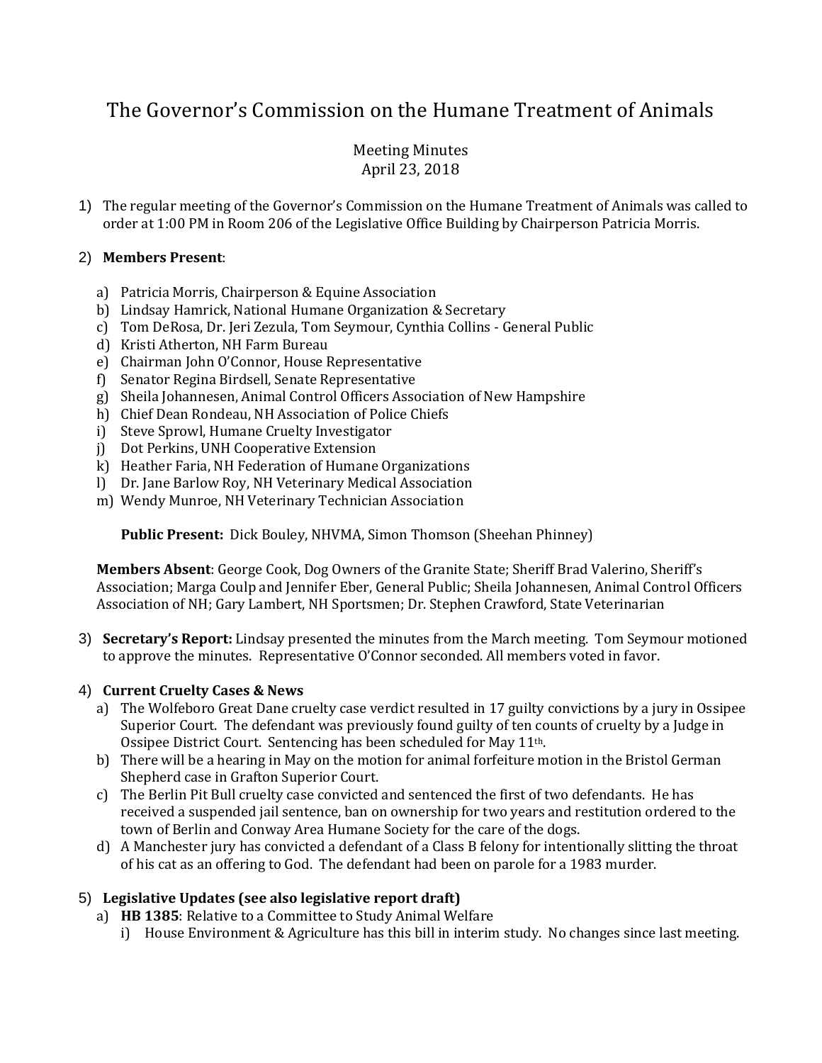# The Governor's Commission on the Humane Treatment of Animals

Meeting Minutes
April 23, 2018

1) The regular meeting of the Governor's Commission on the Humane Treatment of Animals was called to order at 1:00 PM in Room 206 of the Legislative Office Building by Chairperson Patricia Morris.

2) **Members Present**:

   a) Patricia Morris, Chairperson & Equine Association
   b) Lindsay Hamrick, National Humane Organization & Secretary
   c) Tom DeRosa, Dr. Jeri Zezula, Tom Seymour, Cynthia Collins - General Public
   d) Kristi Atherton, NH Farm Bureau
   e) Chairman John O'Connor, House Representative
   f) Senator Regina Birdsell, Senate Representative
   g) Sheila Johannesen, Animal Control Officers Association of New Hampshire
   h) Chief Dean Rondeau, NH Association of Police Chiefs
   i) Steve Sprowl, Humane Cruelty Investigator
   j) Dot Perkins, UNH Cooperative Extension
   k) Heather Faria, NH Federation of Humane Organizations
   l) Dr. Jane Barlow Roy, NH Veterinary Medical Association
   m) Wendy Munroe, NH Veterinary Technician Association

   **Public Present:** Dick Bouley, NHVMA, Simon Thomson (Sheehan Phinney)

   **Members Absent**: George Cook, Dog Owners of the Granite State; Sheriff Brad Valerino, Sheriff's Association; Marga Coulp and Jennifer Eber, General Public; Sheila Johannesen, Animal Control Officers Association of NH; Gary Lambert, NH Sportsmen; Dr. Stephen Crawford, State Veterinarian

3) **Secretary's Report:** Lindsay presented the minutes from the March meeting. Tom Seymour motioned to approve the minutes. Representative O'Connor seconded. All members voted in favor.

4) **Current Cruelty Cases & News**

   a) The Wolfeboro Great Dane cruelty case verdict resulted in 17 guilty convictions by a jury in Ossipee Superior Court. The defendant was previously found guilty of ten counts of cruelty by a Judge in Ossipee District Court. Sentencing has been scheduled for May 11th.
   b) There will be a hearing in May on the motion for animal forfeiture motion in the Bristol German Shepherd case in Grafton Superior Court.
   c) The Berlin Pit Bull cruelty case convicted and sentenced the first of two defendants. He has received a suspended jail sentence, ban on ownership for two years and restitution ordered to the town of Berlin and Conway Area Humane Society for the care of the dogs.
   d) A Manchester jury has convicted a defendant of a Class B felony for intentionally slitting the throat of his cat as an offering to God. The defendant had been on parole for a 1983 murder.

5) **Legislative Updates (see also legislative report draft)**

   a) **HB 1385**: Relative to a Committee to Study Animal Welfare
      i) House Environment & Agriculture has this bill in interim study. No changes since last meeting.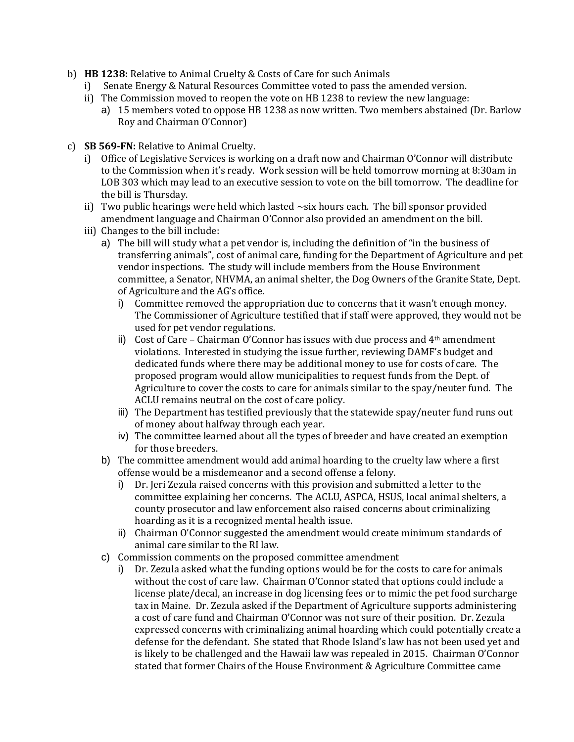b) **HB 1238:** Relative to Animal Cruelty & Costs of Care for such Animals
   i) Senate Energy & Natural Resources Committee voted to pass the amended version.
   ii) The Commission moved to reopen the vote on HB 1238 to review the new language:
      a) 15 members voted to oppose HB 1238 as now written. Two members abstained (Dr. Barlow Roy and Chairman O'Connor)

c) **SB 569-FN:** Relative to Animal Cruelty.
   i) Office of Legislative Services is working on a draft now and Chairman O'Connor will distribute to the Commission when it's ready. Work session will be held tomorrow morning at 8:30am in LOB 303 which may lead to an executive session to vote on the bill tomorrow. The deadline for the bill is Thursday.
   ii) Two public hearings were held which lasted ~six hours each. The bill sponsor provided amendment language and Chairman O'Connor also provided an amendment on the bill.
   iii) Changes to the bill include:
      a) The bill will study what a pet vendor is, including the definition of "in the business of transferring animals", cost of animal care, funding for the Department of Agriculture and pet vendor inspections. The study will include members from the House Environment committee, a Senator, NHVMA, an animal shelter, the Dog Owners of the Granite State, Dept. of Agriculture and the AG's office.
         i) Committee removed the appropriation due to concerns that it wasn't enough money. The Commissioner of Agriculture testified that if staff were approved, they would not be used for pet vendor regulations.
         ii) Cost of Care – Chairman O'Connor has issues with due process and 4th amendment violations. Interested in studying the issue further, reviewing DAMF's budget and dedicated funds where there may be additional money to use for costs of care. The proposed program would allow municipalities to request funds from the Dept. of Agriculture to cover the costs to care for animals similar to the spay/neuter fund. The ACLU remains neutral on the cost of care policy.
         iii) The Department has testified previously that the statewide spay/neuter fund runs out of money about halfway through each year.
         iv) The committee learned about all the types of breeder and have created an exemption for those breeders.
      b) The committee amendment would add animal hoarding to the cruelty law where a first offense would be a misdemeanor and a second offense a felony.
         i) Dr. Jeri Zezula raised concerns with this provision and submitted a letter to the committee explaining her concerns. The ACLU, ASPCA, HSUS, local animal shelters, a county prosecutor and law enforcement also raised concerns about criminalizing hoarding as it is a recognized mental health issue.
         ii) Chairman O'Connor suggested the amendment would create minimum standards of animal care similar to the RI law.
      c) Commission comments on the proposed committee amendment
         i) Dr. Zezula asked what the funding options would be for the costs to care for animals without the cost of care law. Chairman O'Connor stated that options could include a license plate/decal, an increase in dog licensing fees or to mimic the pet food surcharge tax in Maine. Dr. Zezula asked if the Department of Agriculture supports administering a cost of care fund and Chairman O'Connor was not sure of their position. Dr. Zezula expressed concerns with criminalizing animal hoarding which could potentially create a defense for the defendant. She stated that Rhode Island's law has not been used yet and is likely to be challenged and the Hawaii law was repealed in 2015. Chairman O'Connor stated that former Chairs of the House Environment & Agriculture Committee came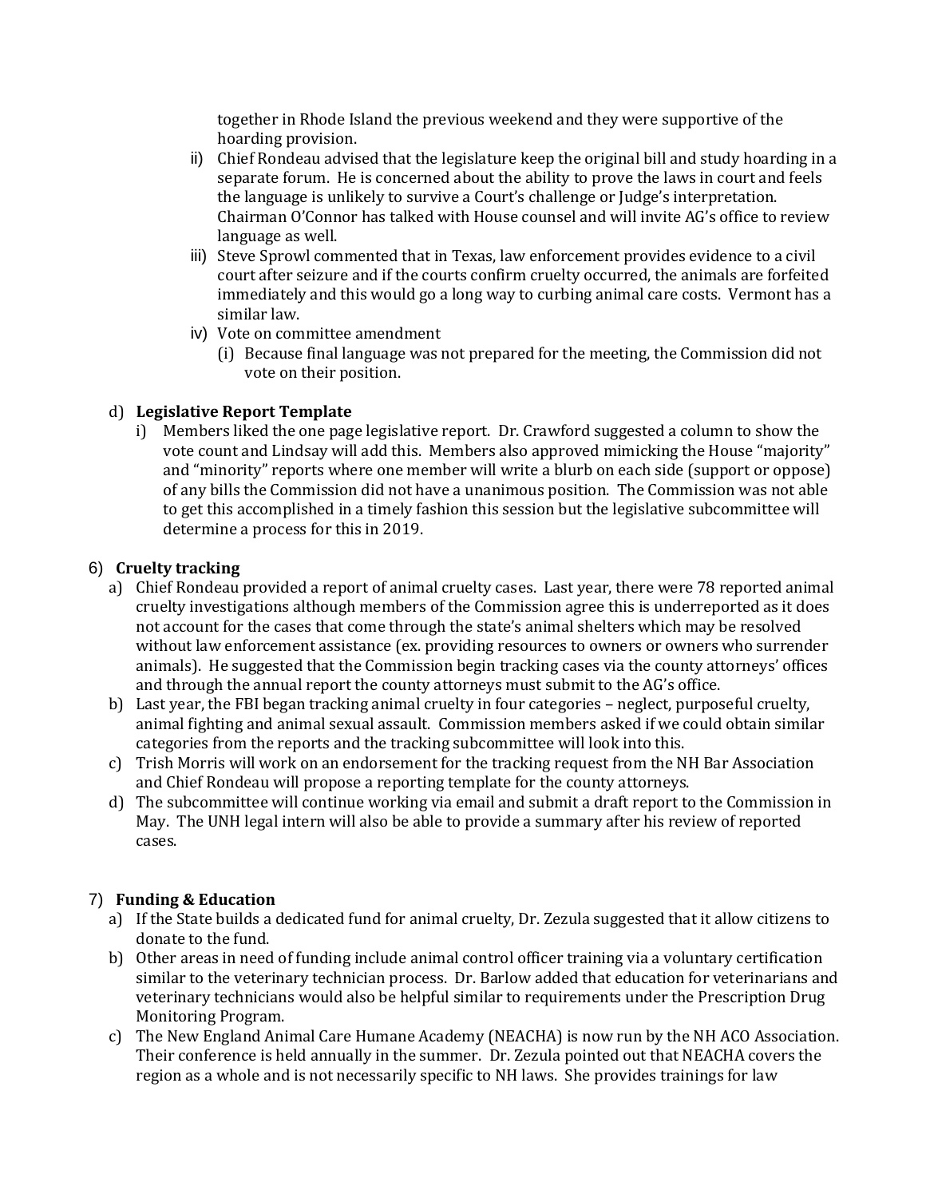together in Rhode Island the previous weekend and they were supportive of the hoarding provision.

- ii) Chief Rondeau advised that the legislature keep the original bill and study hoarding in a separate forum. He is concerned about the ability to prove the laws in court and feels the language is unlikely to survive a Court's challenge or Judge's interpretation. Chairman O'Connor has talked with House counsel and will invite AG's office to review language as well.
- iii) Steve Sprowl commented that in Texas, law enforcement provides evidence to a civil court after seizure and if the courts confirm cruelty occurred, the animals are forfeited immediately and this would go a long way to curbing animal care costs. Vermont has a similar law.
- iv) Vote on committee amendment
  - (i) Because final language was not prepared for the meeting, the Commission did not vote on their position.

d) **Legislative Report Template**

- i) Members liked the one page legislative report. Dr. Crawford suggested a column to show the vote count and Lindsay will add this. Members also approved mimicking the House "majority" and "minority" reports where one member will write a blurb on each side (support or oppose) of any bills the Commission did not have a unanimous position. The Commission was not able to get this accomplished in a timely fashion this session but the legislative subcommittee will determine a process for this in 2019.

6) **Cruelty tracking**

- a) Chief Rondeau provided a report of animal cruelty cases. Last year, there were 78 reported animal cruelty investigations although members of the Commission agree this is underreported as it does not account for the cases that come through the state's animal shelters which may be resolved without law enforcement assistance (ex. providing resources to owners or owners who surrender animals). He suggested that the Commission begin tracking cases via the county attorneys' offices and through the annual report the county attorneys must submit to the AG's office.
- b) Last year, the FBI began tracking animal cruelty in four categories – neglect, purposeful cruelty, animal fighting and animal sexual assault. Commission members asked if we could obtain similar categories from the reports and the tracking subcommittee will look into this.
- c) Trish Morris will work on an endorsement for the tracking request from the NH Bar Association and Chief Rondeau will propose a reporting template for the county attorneys.
- d) The subcommittee will continue working via email and submit a draft report to the Commission in May. The UNH legal intern will also be able to provide a summary after his review of reported cases.

7) **Funding & Education**

- a) If the State builds a dedicated fund for animal cruelty, Dr. Zezula suggested that it allow citizens to donate to the fund.
- b) Other areas in need of funding include animal control officer training via a voluntary certification similar to the veterinary technician process. Dr. Barlow added that education for veterinarians and veterinary technicians would also be helpful similar to requirements under the Prescription Drug Monitoring Program.
- c) The New England Animal Care Humane Academy (NEACHA) is now run by the NH ACO Association. Their conference is held annually in the summer. Dr. Zezula pointed out that NEACHA covers the region as a whole and is not necessarily specific to NH laws. She provides trainings for law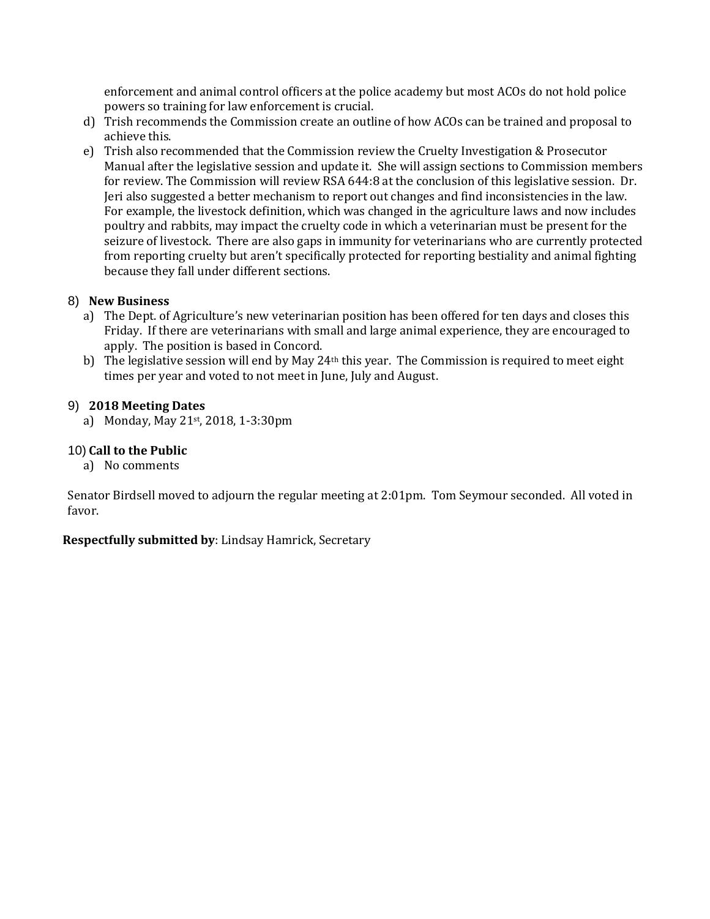enforcement and animal control officers at the police academy but most ACOs do not hold police powers so training for law enforcement is crucial.

d) Trish recommends the Commission create an outline of how ACOs can be trained and proposal to achieve this.
e) Trish also recommended that the Commission review the Cruelty Investigation & Prosecutor Manual after the legislative session and update it. She will assign sections to Commission members for review. The Commission will review RSA 644:8 at the conclusion of this legislative session. Dr. Jeri also suggested a better mechanism to report out changes and find inconsistencies in the law. For example, the livestock definition, which was changed in the agriculture laws and now includes poultry and rabbits, may impact the cruelty code in which a veterinarian must be present for the seizure of livestock. There are also gaps in immunity for veterinarians who are currently protected from reporting cruelty but aren't specifically protected for reporting bestiality and animal fighting because they fall under different sections.

8) **New Business**
   a) The Dept. of Agriculture's new veterinarian position has been offered for ten days and closes this Friday. If there are veterinarians with small and large animal experience, they are encouraged to apply. The position is based in Concord.
   b) The legislative session will end by May 24th this year. The Commission is required to meet eight times per year and voted to not meet in June, July and August.

9) **2018 Meeting Dates**
   a) Monday, May 21st, 2018, 1-3:30pm

10) **Call to the Public**
   a) No comments

Senator Birdsell moved to adjourn the regular meeting at 2:01pm. Tom Seymour seconded. All voted in favor.

**Respectfully submitted by**: Lindsay Hamrick, Secretary